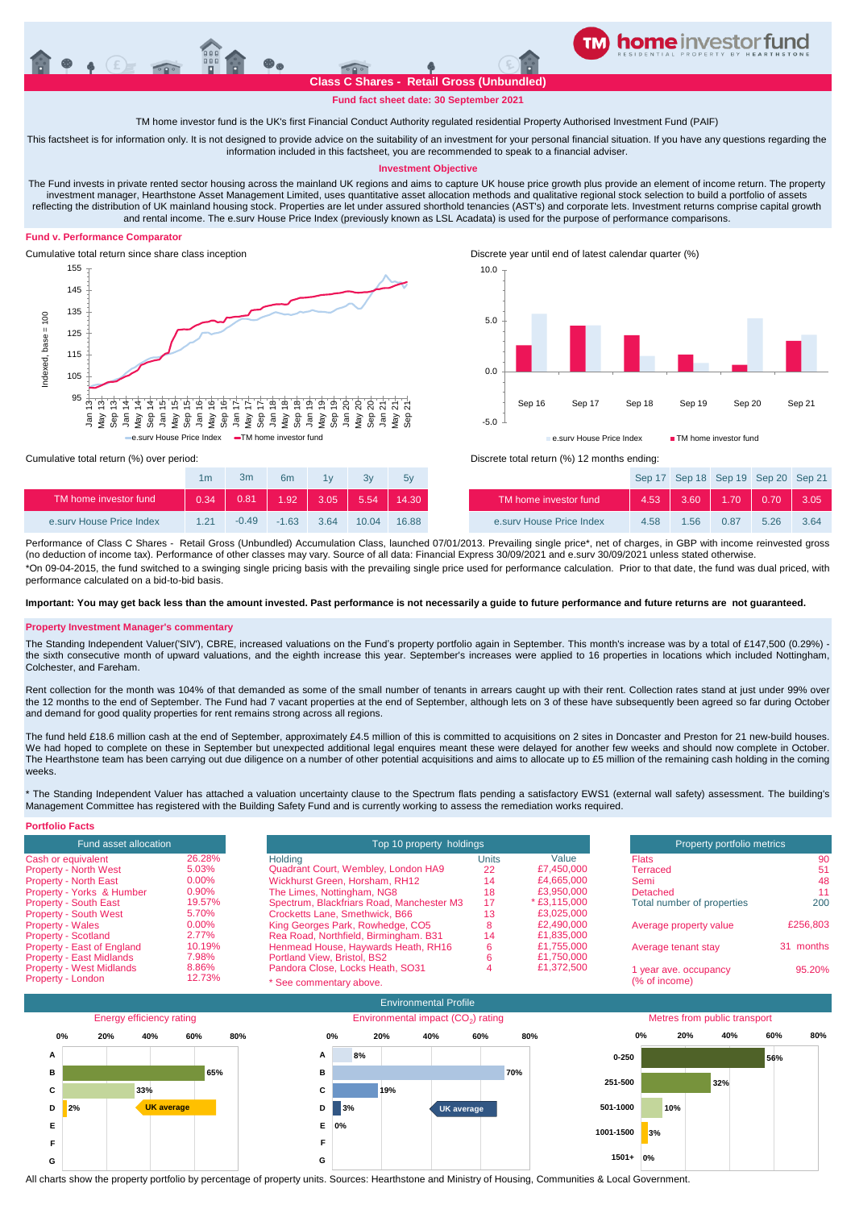# home investor fund

RESIDENTIAL PROPERTY BY HEARTHSTONE

## Class C Shares - Retail Gross (Unbundled)

**Fund fact sheet date: 30 September 2021**

TM home investor fund is the UK's first Financial Conduct Authority regulated residential Property Authorised Investment Fund (PAIF)

This factsheet is for information only. It is not designed to provide advice on the suitability of an investment for your personal financial situation. If you have any questions regarding the information included in this factsheet, you are recommended to speak to a financial adviser.

### Investment Objective

The Fund invests in private rented sector housing across the mainland UK regions and aims to capture UK house price growth plus provide an element of income return. The property investment manager, Hearthstone Asset Management Limited, uses quantitative asset allocation methods and qualitative regional stock selection to build a portfolio of assets reflecting the distribution of UK mainland housing stock. Properties are let under assured shorthold tenancies (AST's) and corporate lets. Investment returns comprise capital growth and rental income. The e.surv House Price Index (previously known as LSL Acadata) is used for the purpose of performance comparisons.

### Fund v. Performance Comparator

Cumulative total return since share class inception

Discrete year until end of latest calendar quarter (%)

Cumulative total return (%) over period:

| | 1m | 3m | 6m | 1y | 3y | 5y |
|---|---|---|---|---|---|---|
| TM home investor fund | 0.34 | 0.81 | 1.92 | 3.05 | 5.54 | 14.30 |
| e.surv House Price Index | 1.21 | -0.49 | -1.63 | 3.64 | 10.04 | 16.88 |

Discrete total return (%) 12 months ending:

| | Sep 17 | Sep 18 | Sep 19 | Sep 20 | Sep 21 |
|---|---|---|---|---|---|
| TM home investor fund | 4.53 | 3.60 | 1.70 | 0.70 | 3.05 |
| e.surv House Price Index | 4.58 | 1.56 | 0.87 | 5.26 | 3.64 |

Performance of Class C Shares - Retail Gross (Unbundled) Accumulation Class, launched 07/01/2013. Prevailing single price*, net of charges, in GBP with income reinvested gross (no deduction of income tax). Performance of other classes may vary. Source of all data: Financial Express 30/09/2021 and e.surv 30/09/2021 unless stated otherwise.

*On 09-04-2015, the fund switched to a swinging single pricing basis with the prevailing single price used for performance calculation. Prior to that date, the fund was dual priced, with performance calculated on a bid-to-bid basis.

**Important: You may get back less than the amount invested. Past performance is not necessarily a guide to future performance and future returns are not guaranteed.**

### Property Investment Manager's commentary

The Standing Independent Valuer('SIV'), CBRE, increased valuations on the Fund's property portfolio again in September. This month's increase was by a total of £147,500 (0.29%) - the sixth consecutive month of upward valuations, and the eighth increase this year. September's increases were applied to 16 properties in locations which included Nottingham, Colchester, and Fareham.

Rent collection for the month was 104% of that demanded as some of the small number of tenants in arrears caught up with their rent. Collection rates stand at just under 99% over the 12 months to the end of September. The Fund had 7 vacant properties at the end of September, although lets on 3 of these have subsequently been agreed so far during October and demand for good quality properties for rent remains strong across all regions.

The fund held £18.6 million cash at the end of September, approximately £4.5 million of this is committed to acquisitions on 2 sites in Doncaster and Preston for 21 new-build houses. We had hoped to complete on these in September but unexpected additional legal enquires meant these were delayed for another few weeks and should now complete in October. The Hearthstone team has been carrying out due diligence on a number of other potential acquisitions and aims to allocate up to £5 million of the remaining cash holding in the coming weeks.

* The Standing Independent Valuer has attached a valuation uncertainty clause to the Spectrum flats pending a satisfactory EWS1 (external wall safety) assessment. The building's Management Committee has registered with the Building Safety Fund and is currently working to assess the remediation works required.

### Portfolio Facts

| Fund asset allocation | |
|---|---|
| Cash or equivalent | 26.28% |
| Property - North West | 5.03% |
| Property - North East | 0.00% |
| Property - Yorks & Humber | 0.90% |
| Property - South East | 19.57% |
| Property - South West | 5.70% |
| Property - Wales | 0.00% |
| Property - Scotland | 2.77% |
| Property - East of England | 10.19% |
| Property - East Midlands | 7.98% |
| Property - West Midlands | 8.86% |
| Property - London | 12.73% |

| Top 10 property holdings | | |
|---|---|---|
| Holding | Units | Value |
| Quadrant Court, Wembley, London HA9 | 22 | £7,450,000 |
| Wickhurst Green, Horsham, RH12 | 14 | £4,665,000 |
| The Limes, Nottingham, NG8 | 18 | £3,950,000 |
| Spectrum, Blackfriars Road, Manchester M3 | 17 | * £3,115,000 |
| Crocketts Lane, Smethwick, B66 | 13 | £3,025,000 |
| King Georges Park, Rowhedge, CO5 | 8 | £2,490,000 |
| Rea Road, Northfield, Birmingham. B31 | 14 | £1,835,000 |
| Henmead House, Haywards Heath, RH16 | 6 | £1,755,000 |
| Portland View, Bristol, BS2 | 6 | £1,750,000 |
| Pandora Close, Locks Heath, SO31 | 4 | £1,372,500 |

* See commentary above.

| Property portfolio metrics | |
|---|---|
| Flats | 90 |
| Terraced | 51 |
| Semi | 48 |
| Detached | 11 |
| Total number of properties | 200 |
| Average property value | £256,803 |
| Average tenant stay | 31 months |
| 1 year ave. occupancy (% of income) | 95.20% |

### Environmental Profile

| Energy efficiency rating | |
|---|---|
| A | |
| B | 65% |
| C | 33% |
| D | 2% |
| E | |
| F | |
| G | |

| Environmental impact ($CO_2$) rating | |
|---|---|
| A | 8% |
| B | 70% |
| C | 19% |
| D | 3% |
| E | 0% |
| F | |
| G | |

| Metres from public transport | |
|---|---|
| 0-250 | 56% |
| 251-500 | 32% |
| 501-1000 | 10% |
| 1001-1500 | 3% |
| 1501+ | 0% |

All charts show the property portfolio by percentage of property units. Sources: Hearthstone and Ministry of Housing, Communities & Local Government.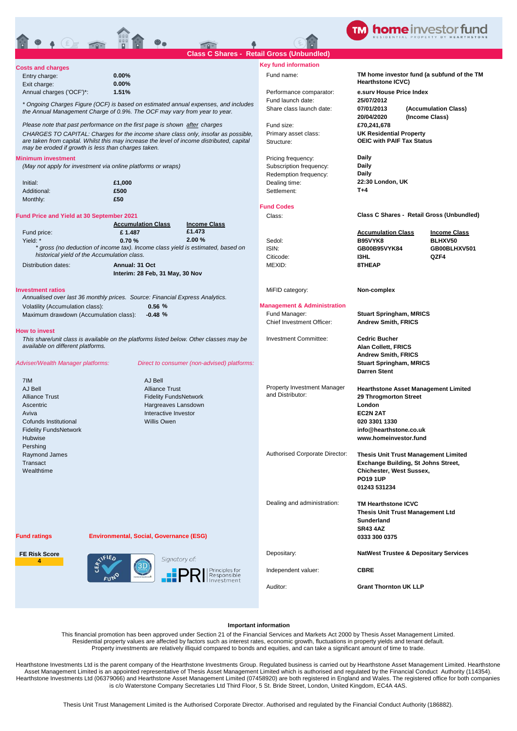# Class C Shares - Retail Gross (Unbundled)

## Costs and charges

| | |
|---|---|
| Entry charge: | **0.00%** |
| Exit charge: | **0.00%** |
| Annual charges ('OCF')*: | **1.51%** |

*\* Ongoing Charges Figure (OCF) is based on estimated annual expenses, and includes the Annual Management Charge of 0.9%. The OCF may vary from year to year.*

*Please note that past performance on the first page is shown after charges*

*CHARGES TO CAPITAL: Charges for the income share class only, insofar as possible, are taken from capital. Whilst this may increase the level of income distributed, capital may be eroded if growth is less than charges taken.*

## Minimum investment

*(May not apply for investment via online platforms or wraps)*

| | |
|---|---|
| Initial: | **£1,000** |
| Additional: | **£500** |
| Monthly: | **£50** |

## Fund Price and Yield at 30 September 2021

| | Accumulation Class | Income Class |
|---|---|---|
| Fund price: | **£ 1.487** | **£1.473** |
| Yield: * | **0.70 %** | **2.00 %** |

*\* gross (no deduction of income tax). Income class yield is estimated, based on historical yield of the Accumulation class.*

Distribution dates: **Annual: 31 Oct**
**Interim: 28 Feb, 31 May, 30 Nov**

## Investment ratios

*Annualised over last 36 monthly prices. Source: Financial Express Analytics.*

| | |
|---|---|
| Volatility (Accumulation class): | **0.56 %** |
| Maximum drawdown (Accumulation class): | **-0.48 %** |

## How to invest

*This share/unit class is available on the platforms listed below. Other classes may be available on different platforms.*

| *Adviser/Wealth Manager platforms:* | *Direct to consumer (non-advised) platforms:* |
|---|---|
| 7IM | AJ Bell |
| AJ Bell | Alliance Trust |
| Alliance Trust | Fidelity FundsNetwork |
| Ascentric | Hargreaves Lansdown |
| Aviva | Interactive Investor |
| Cofunds Institutional | Willis Owen |
| Fidelity FundsNetwork | |
| Hubwise | |
| Pershing | |
| Raymond James | |
| Transact | |
| Wealthtime | |

## Fund ratings

FE Risk Score
**4**

## Environmental, Social, Governance (ESG)

Signatory of: PRI Principles for Responsible Investment

## Key fund information

| | |
|---|---|
| Fund name: | **TM home investor fund (a subfund of the TM Hearthstone ICVC)** |
| Performance comparator: | **e.surv House Price Index** |
| Fund launch date: | **25/07/2012** |
| Share class launch date: | **07/01/2013 (Accumulation Class)** **20/04/2020 (Income Class)** |
| Fund size: | **£70,241,678** |
| Primary asset class: | **UK Residential Property** |
| Structure: | **OEIC with PAIF Tax Status** |
| Pricing frequency: | **Daily** |
| Subscription frequency: | **Daily** |
| Redemption frequency: | **Daily** |
| Dealing time: | **22:30 London, UK** |
| Settlement: | **T+4** |

## Fund Codes

Class: **Class C Shares - Retail Gross (Unbundled)**

| | Accumulation Class | Income Class |
|---|---|---|
| Sedol: | **B95VYK8** | **BLHXV50** |
| ISIN: | **GB00B95VYK84** | **GB00BLHXV501** |
| Citicode: | **I3HL** | **QZF4** |
| MEXID: | **8THEAP** | |

MiFID category: **Non-complex**

## Management & Administration

| | |
|---|---|
| Fund Manager: | **Stuart Springham, MRICS** |
| Chief Investment Officer: | **Andrew Smith, FRICS** |
| Investment Committee: | **Cedric Bucher**<br>**Alan Collett, FRICS**<br>**Andrew Smith, FRICS**<br>**Stuart Springham, MRICS**<br>**Darren Stent** |
| Property Investment Manager and Distributor: | **Hearthstone Asset Management Limited**<br>**29 Throgmorton Street**<br>**London**<br>**EC2N 2AT**<br>**020 3301 1330**<br>**info@hearthstone.co.uk**<br>**www.homeinvestor.fund** |
| Authorised Corporate Director: | **Thesis Unit Trust Management Limited**<br>**Exchange Building, St Johns Street,**<br>**Chichester, West Sussex,**<br>**PO19 1UP**<br>**01243 531234** |
| Dealing and administration: | **TM Hearthstone ICVC**<br>**Thesis Unit Trust Management Ltd**<br>**Sunderland**<br>**SR43 4AZ**<br>**0333 300 0375** |
| Depositary: | **NatWest Trustee & Depositary Services** |
| Independent valuer: | **CBRE** |
| Auditor: | **Grant Thornton UK LLP** |

## Important information

This financial promotion has been approved under Section 21 of the Financial Services and Markets Act 2000 by Thesis Asset Management Limited. Residential property values are affected by factors such as interest rates, economic growth, fluctuations in property yields and tenant default. Property investments are relatively illiquid compared to bonds and equities, and can take a significant amount of time to trade.

Hearthstone Investments Ltd is the parent company of the Hearthstone Investments Group. Regulated business is carried out by Hearthstone Asset Management Limited. Hearthstone Asset Management Limited is an appointed representative of Thesis Asset Management Limited which is authorised and regulated by the Financial Conduct Authority (114354). Hearthstone Investments Ltd (06379066) and Hearthstone Asset Management Limited (07458920) are both registered in England and Wales. The registered office for both companies is c/o Waterstone Company Secretaries Ltd Third Floor, 5 St. Bride Street, London, United Kingdom, EC4A 4AS.

Thesis Unit Trust Management Limited is the Authorised Corporate Director. Authorised and regulated by the Financial Conduct Authority (186882).